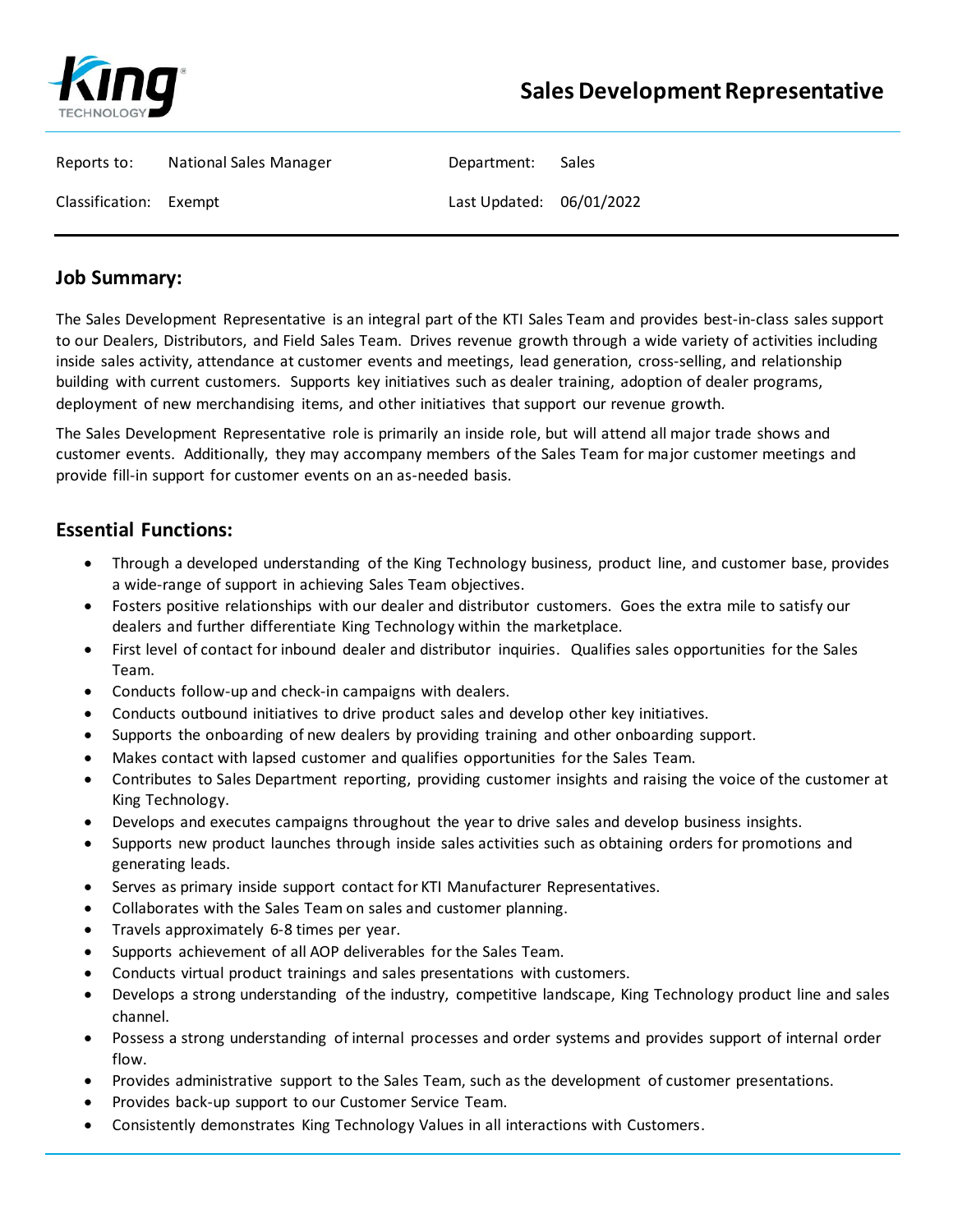# Sales Development Representative

| Reports to: | National Sales Manager | Department: | Sales |
|---|---|---|---|
| Classification: | Exempt | Last Updated: | 06/01/2022 |

## Job Summary:

The Sales Development Representative is an integral part of the KTI Sales Team and provides best-in-class sales support to our Dealers, Distributors, and Field Sales Team. Drives revenue growth through a wide variety of activities including inside sales activity, attendance at customer events and meetings, lead generation, cross-selling, and relationship building with current customers. Supports key initiatives such as dealer training, adoption of dealer programs, deployment of new merchandising items, and other initiatives that support our revenue growth.

The Sales Development Representative role is primarily an inside role, but will attend all major trade shows and customer events. Additionally, they may accompany members of the Sales Team for major customer meetings and provide fill-in support for customer events on an as-needed basis.

## Essential Functions:

- Through a developed understanding of the King Technology business, product line, and customer base, provides a wide-range of support in achieving Sales Team objectives.
- Fosters positive relationships with our dealer and distributor customers. Goes the extra mile to satisfy our dealers and further differentiate King Technology within the marketplace.
- First level of contact for inbound dealer and distributor inquiries. Qualifies sales opportunities for the Sales Team.
- Conducts follow-up and check-in campaigns with dealers.
- Conducts outbound initiatives to drive product sales and develop other key initiatives.
- Supports the onboarding of new dealers by providing training and other onboarding support.
- Makes contact with lapsed customer and qualifies opportunities for the Sales Team.
- Contributes to Sales Department reporting, providing customer insights and raising the voice of the customer at King Technology.
- Develops and executes campaigns throughout the year to drive sales and develop business insights.
- Supports new product launches through inside sales activities such as obtaining orders for promotions and generating leads.
- Serves as primary inside support contact for KTI Manufacturer Representatives.
- Collaborates with the Sales Team on sales and customer planning.
- Travels approximately 6-8 times per year.
- Supports achievement of all AOP deliverables for the Sales Team.
- Conducts virtual product trainings and sales presentations with customers.
- Develops a strong understanding of the industry, competitive landscape, King Technology product line and sales channel.
- Possess a strong understanding of internal processes and order systems and provides support of internal order flow.
- Provides administrative support to the Sales Team, such as the development of customer presentations.
- Provides back-up support to our Customer Service Team.
- Consistently demonstrates King Technology Values in all interactions with Customers.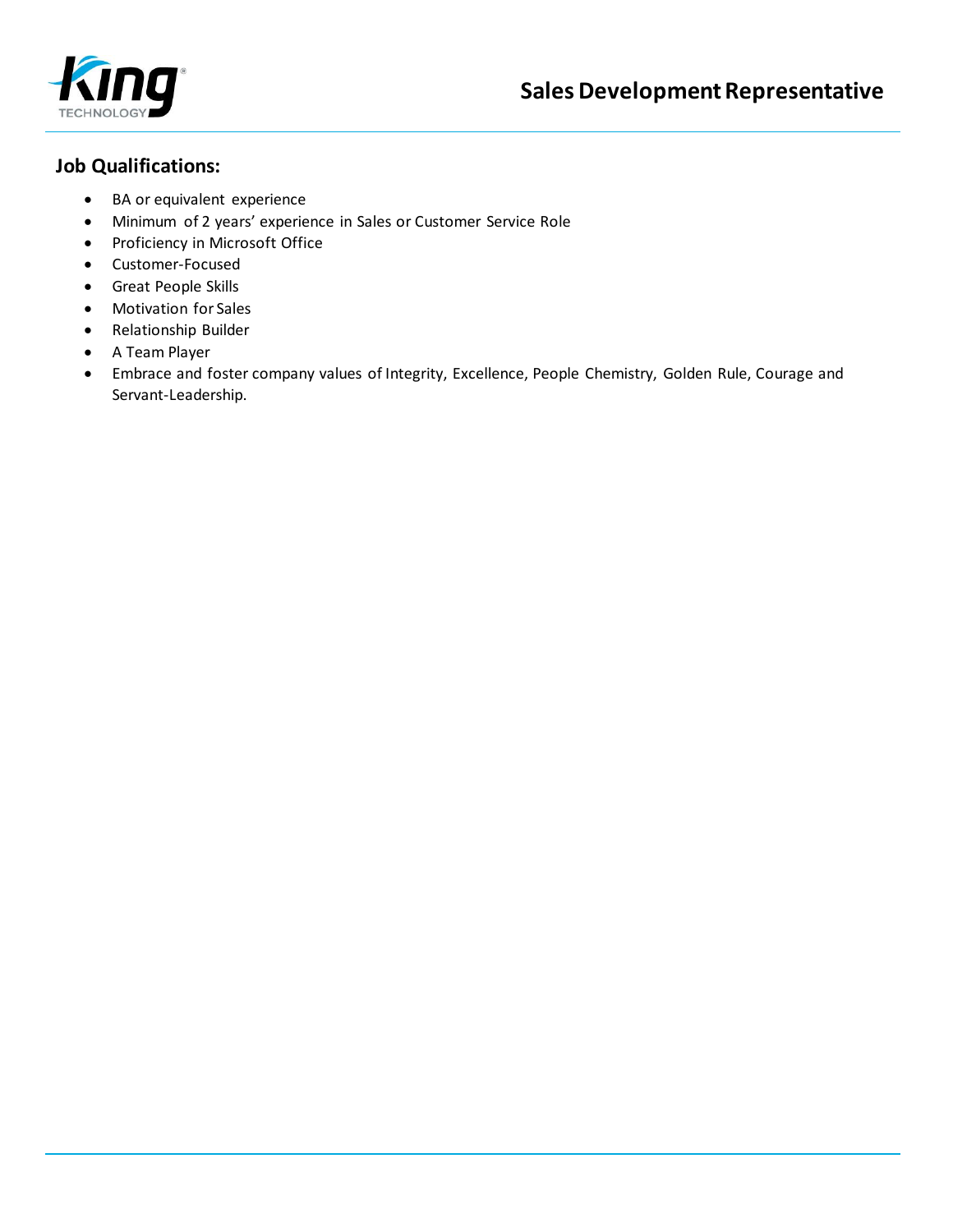## Job Qualifications:

- BA or equivalent experience
- Minimum of 2 years' experience in Sales or Customer Service Role
- Proficiency in Microsoft Office
- Customer-Focused
- Great People Skills
- Motivation for Sales
- Relationship Builder
- A Team Player
- Embrace and foster company values of Integrity, Excellence, People Chemistry, Golden Rule, Courage and Servant-Leadership.